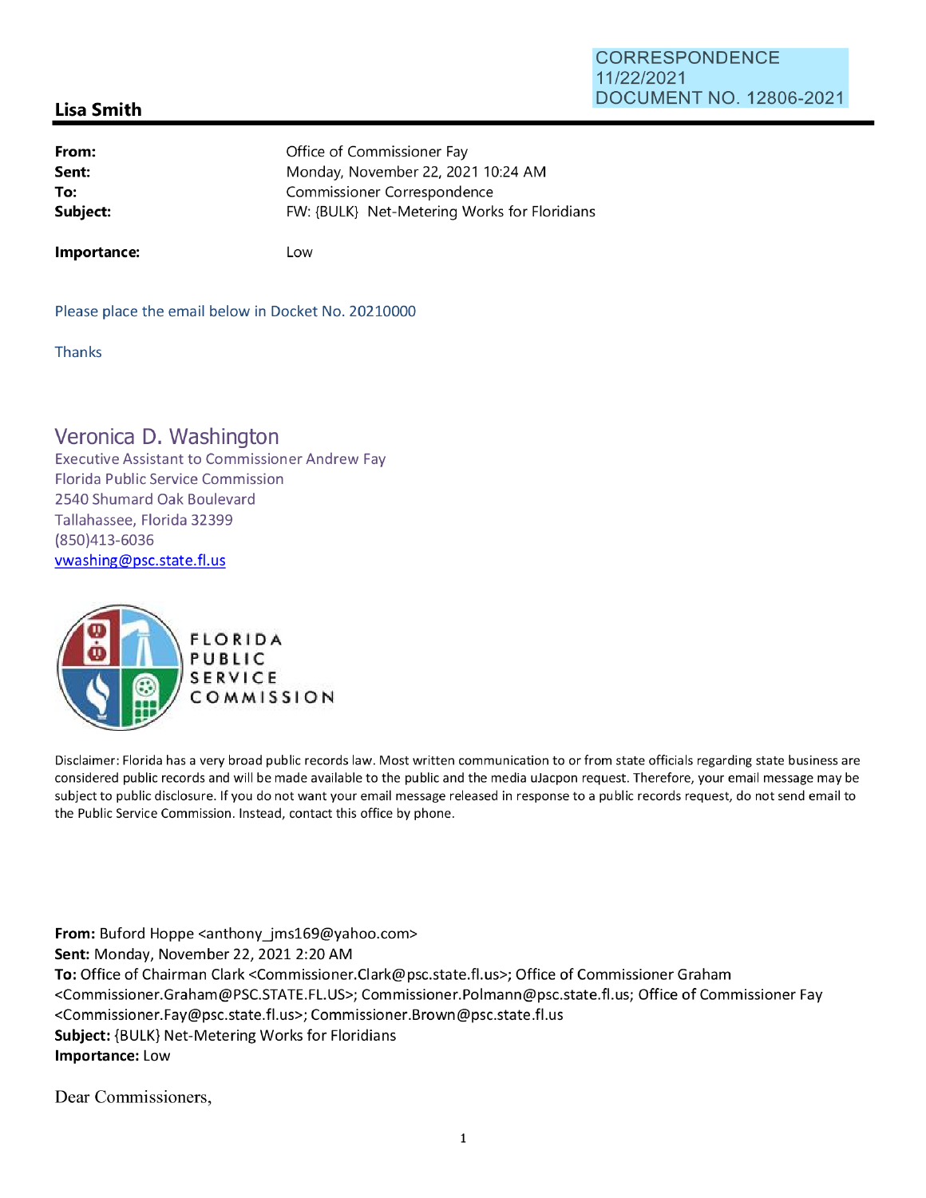CORRESPONDENCE
11/22/2021
DOCUMENT NO. 12806-2021

## Lisa Smith

| | |
|---|---|
| **From:** | Office of Commissioner Fay |
| **Sent:** | Monday, November 22, 2021 10:24 AM |
| **To:** | Commissioner Correspondence |
| **Subject:** | FW: {BULK} Net-Metering Works for Floridians |
| **Importance:** | Low |

Please place the email below in Docket No. 20210000

Thanks

Veronica D. Washington
Executive Assistant to Commissioner Andrew Fay
Florida Public Service Commission
2540 Shumard Oak Boulevard
Tallahassee, Florida 32399
(850)413-6036
vwashing@psc.state.fl.us

FLORIDA PUBLIC SERVICE COMMISSION

Disclaimer: Florida has a very broad public records law. Most written communication to or from state officials regarding state business are considered public records and will be made available to the public and the media uJacpon request. Therefore, your email message may be subject to public disclosure. If you do not want your email message released in response to a public records request, do not send email to the Public Service Commission. Instead, contact this office by phone.

**From:** Buford Hoppe <anthony_jms169@yahoo.com>
**Sent:** Monday, November 22, 2021 2:20 AM
**To:** Office of Chairman Clark <Commissioner.Clark@psc.state.fl.us>; Office of Commissioner Graham <Commissioner.Graham@PSC.STATE.FL.US>; Commissioner.Polmann@psc.state.fl.us; Office of Commissioner Fay <Commissioner.Fay@psc.state.fl.us>; Commissioner.Brown@psc.state.fl.us
**Subject:** {BULK} Net-Metering Works for Floridians
**Importance:** Low

Dear Commissioners,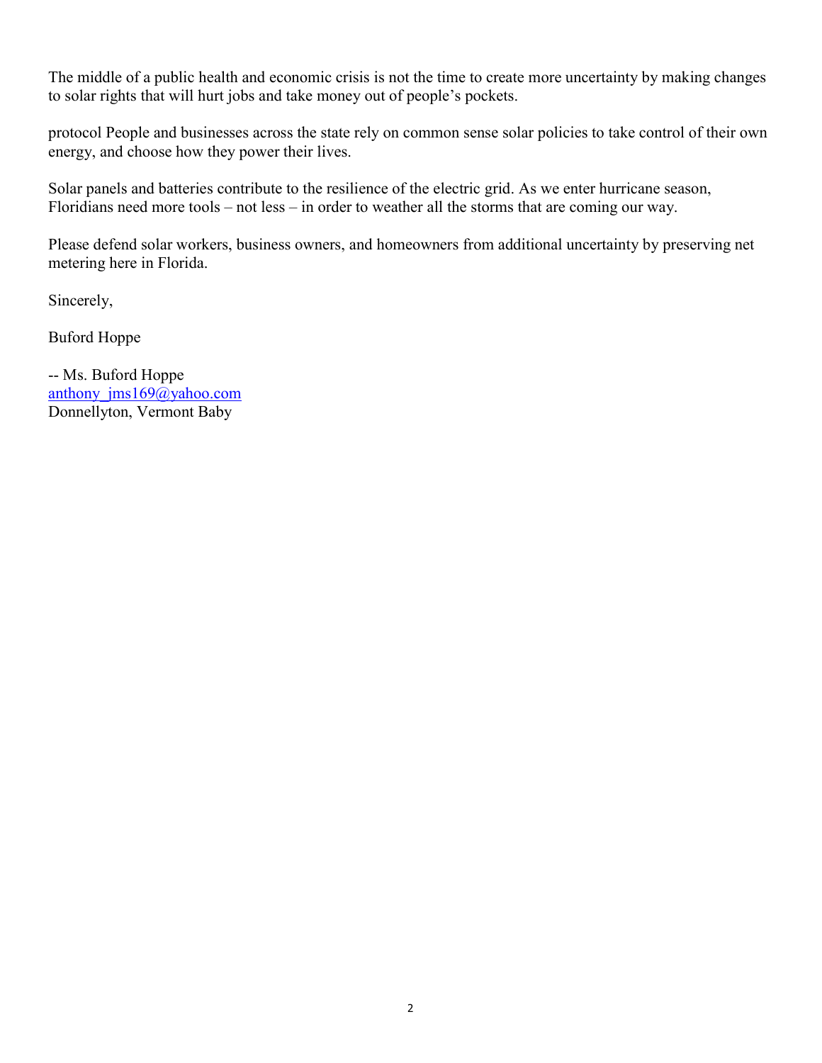The middle of a public health and economic crisis is not the time to create more uncertainty by making changes to solar rights that will hurt jobs and take money out of people's pockets.

protocol People and businesses across the state rely on common sense solar policies to take control of their own energy, and choose how they power their lives.

Solar panels and batteries contribute to the resilience of the electric grid. As we enter hurricane season, Floridians need more tools – not less – in order to weather all the storms that are coming our way.

Please defend solar workers, business owners, and homeowners from additional uncertainty by preserving net metering here in Florida.

Sincerely,

Buford Hoppe

-- Ms. Buford Hoppe  
anthony_jms169@yahoo.com  
Donnellyton, Vermont Baby